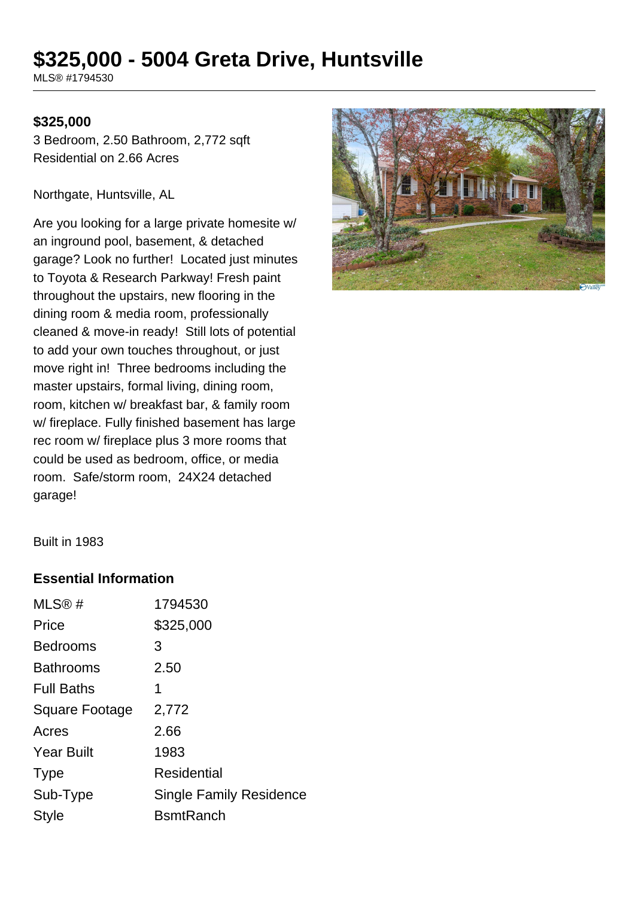# $325,000 - 5004 Greta Drive, Huntsville

MLS® #1794530

**$325,000**

3 Bedroom, 2.50 Bathroom, 2,772 sqft
Residential on 2.66 Acres

Northgate, Huntsville, AL

Are you looking for a large private homesite w/ an inground pool, basement, & detached garage? Look no further! Located just minutes to Toyota & Research Parkway! Fresh paint throughout the upstairs, new flooring in the dining room & media room, professionally cleaned & move-in ready! Still lots of potential to add your own touches throughout, or just move right in! Three bedrooms including the master upstairs, formal living, dining room, room, kitchen w/ breakfast bar, & family room w/ fireplace. Fully finished basement has large rec room w/ fireplace plus 3 more rooms that could be used as bedroom, office, or media room. Safe/storm room, 24X24 detached garage!

Built in 1983

## Essential Information

| MLS® # | 1794530 |
|---|---|
| Price | $325,000 |
| Bedrooms | 3 |
| Bathrooms | 2.50 |
| Full Baths | 1 |
| Square Footage | 2,772 |
| Acres | 2.66 |
| Year Built | 1983 |
| Type | Residential |
| Sub-Type | Single Family Residence |
| Style | BsmtRanch |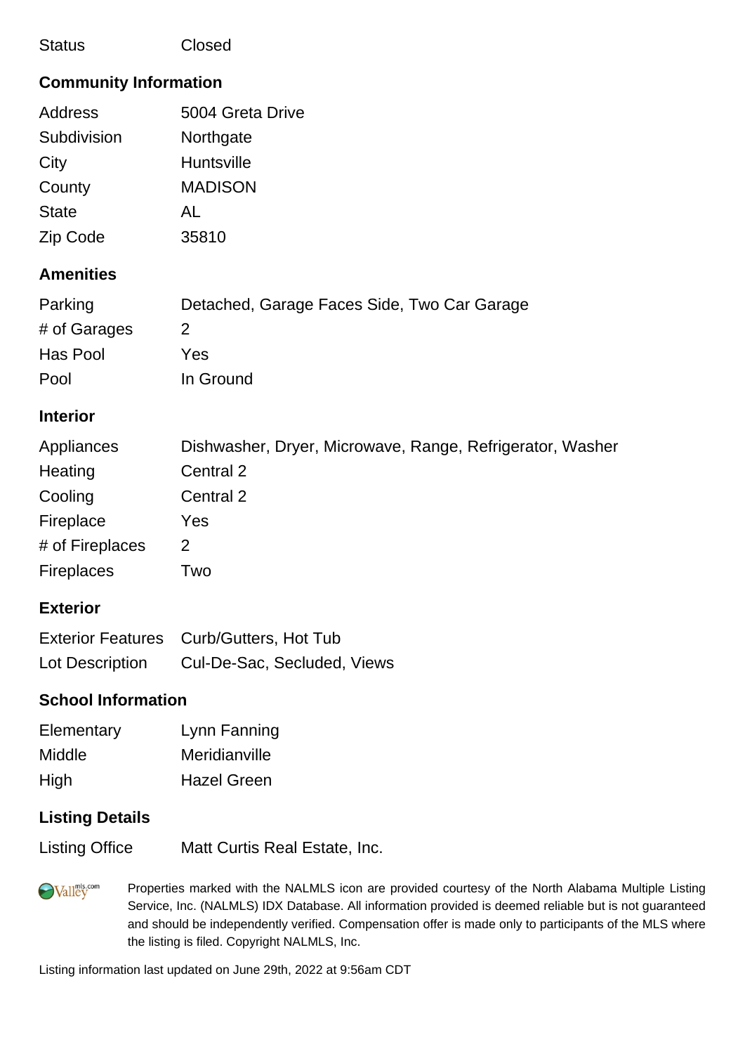| | |
|---|---|
| Status | Closed |

## Community Information

| | |
|---|---|
| Address | 5004 Greta Drive |
| Subdivision | Northgate |
| City | Huntsville |
| County | MADISON |
| State | AL |
| Zip Code | 35810 |

## Amenities

| | |
|---|---|
| Parking | Detached, Garage Faces Side, Two Car Garage |
| # of Garages | 2 |
| Has Pool | Yes |
| Pool | In Ground |

## Interior

| | |
|---|---|
| Appliances | Dishwasher, Dryer, Microwave, Range, Refrigerator, Washer |
| Heating | Central 2 |
| Cooling | Central 2 |
| Fireplace | Yes |
| # of Fireplaces | 2 |
| Fireplaces | Two |

## Exterior

| | |
|---|---|
| Exterior Features | Curb/Gutters, Hot Tub |
| Lot Description | Cul-De-Sac, Secluded, Views |

## School Information

| | |
|---|---|
| Elementary | Lynn Fanning |
| Middle | Meridianville |
| High | Hazel Green |

## Listing Details

| | |
|---|---|
| Listing Office | Matt Curtis Real Estate, Inc. |

Valley mls.com

Properties marked with the NALMLS icon are provided courtesy of the North Alabama Multiple Listing Service, Inc. (NALMLS) IDX Database. All information provided is deemed reliable but is not guaranteed and should be independently verified. Compensation offer is made only to participants of the MLS where the listing is filed. Copyright NALMLS, Inc.

Listing information last updated on June 29th, 2022 at 9:56am CDT